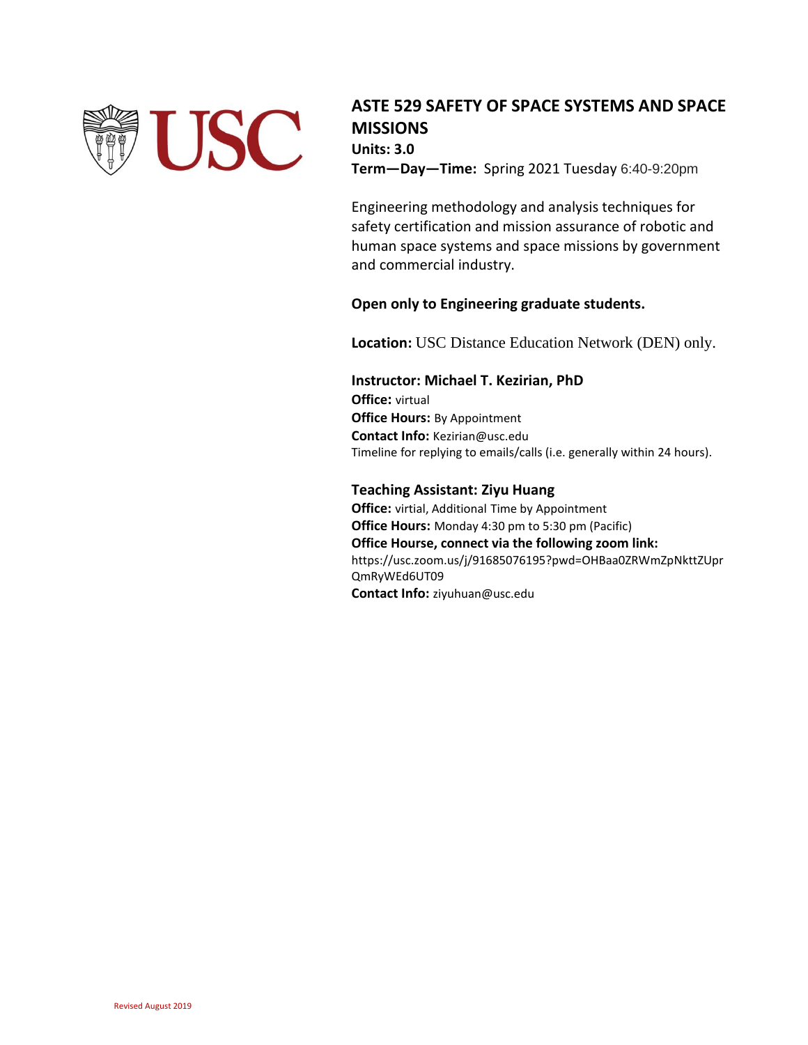# ASTE 529 SAFETY OF SPACE SYSTEMS AND SPACE MISSIONS

**Units: 3.0**

**Term—Day—Time:** Spring 2021 Tuesday 6:40-9:20pm

Engineering methodology and analysis techniques for safety certification and mission assurance of robotic and human space systems and space missions by government and commercial industry.

**Open only to Engineering graduate students.**

**Location:** USC Distance Education Network (DEN) only.

**Instructor: Michael T. Kezirian, PhD**
**Office:** virtual
**Office Hours:** By Appointment
**Contact Info:** Kezirian@usc.edu
Timeline for replying to emails/calls (i.e. generally within 24 hours).

**Teaching Assistant: Ziyu Huang**
**Office:** virtial, Additional Time by Appointment
**Office Hours:** Monday 4:30 pm to 5:30 pm (Pacific)
**Office Hourse, connect via the following zoom link:**
https://usc.zoom.us/j/91685076195?pwd=OHBaa0ZRWmZpNkttZUprQmRyWEd6UT09
**Contact Info:** ziyuhuan@usc.edu

Revised August 2019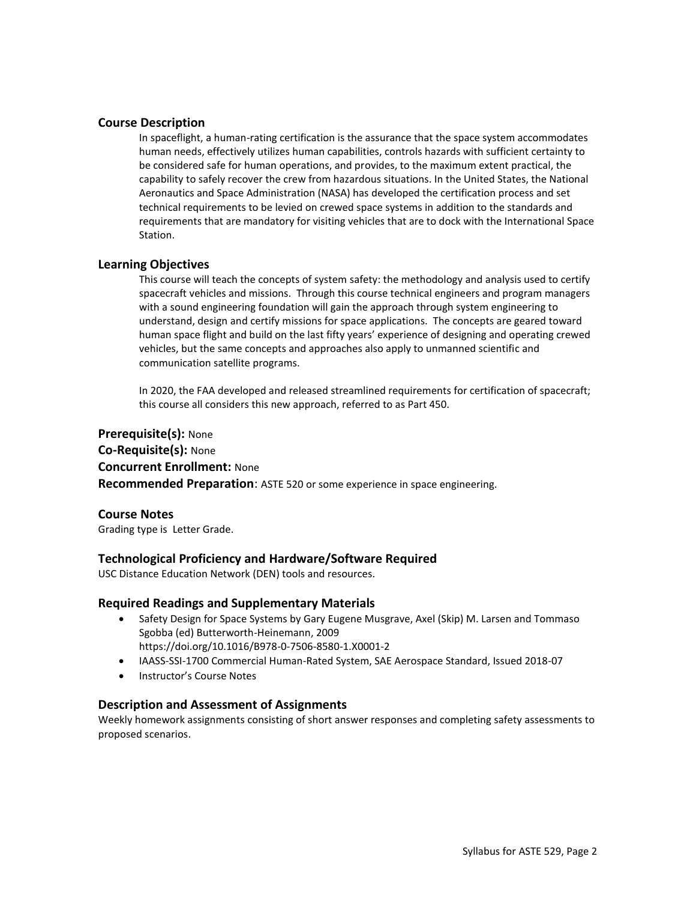## Course Description

In spaceflight, a human-rating certification is the assurance that the space system accommodates human needs, effectively utilizes human capabilities, controls hazards with sufficient certainty to be considered safe for human operations, and provides, to the maximum extent practical, the capability to safely recover the crew from hazardous situations. In the United States, the National Aeronautics and Space Administration (NASA) has developed the certification process and set technical requirements to be levied on crewed space systems in addition to the standards and requirements that are mandatory for visiting vehicles that are to dock with the International Space Station.

## Learning Objectives

This course will teach the concepts of system safety: the methodology and analysis used to certify spacecraft vehicles and missions. Through this course technical engineers and program managers with a sound engineering foundation will gain the approach through system engineering to understand, design and certify missions for space applications. The concepts are geared toward human space flight and build on the last fifty years' experience of designing and operating crewed vehicles, but the same concepts and approaches also apply to unmanned scientific and communication satellite programs.

In 2020, the FAA developed and released streamlined requirements for certification of spacecraft; this course all considers this new approach, referred to as Part 450.

**Prerequisite(s):** None
**Co-Requisite(s):** None
**Concurrent Enrollment:** None
**Recommended Preparation**: ASTE 520 or some experience in space engineering.

## Course Notes

Grading type is Letter Grade.

## Technological Proficiency and Hardware/Software Required

USC Distance Education Network (DEN) tools and resources.

## Required Readings and Supplementary Materials

- Safety Design for Space Systems by Gary Eugene Musgrave, Axel (Skip) M. Larsen and Tommaso Sgobba (ed) Butterworth-Heinemann, 2009 https://doi.org/10.1016/B978-0-7506-8580-1.X0001-2
- IAASS-SSI-1700 Commercial Human-Rated System, SAE Aerospace Standard, Issued 2018-07
- Instructor's Course Notes

## Description and Assessment of Assignments

Weekly homework assignments consisting of short answer responses and completing safety assessments to proposed scenarios.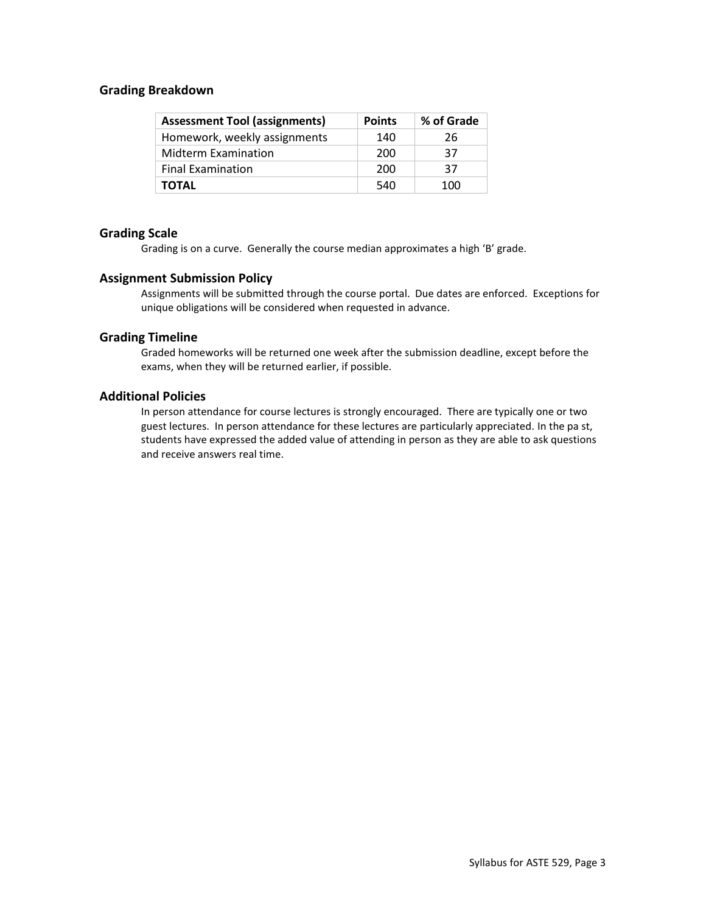## Grading Breakdown

| Assessment Tool (assignments) | Points | % of Grade |
|---|---|---|
| Homework, weekly assignments | 140 | 26 |
| Midterm Examination | 200 | 37 |
| Final Examination | 200 | 37 |
| **TOTAL** | 540 | 100 |

## Grading Scale

Grading is on a curve. Generally the course median approximates a high 'B' grade.

## Assignment Submission Policy

Assignments will be submitted through the course portal. Due dates are enforced. Exceptions for unique obligations will be considered when requested in advance.

## Grading Timeline

Graded homeworks will be returned one week after the submission deadline, except before the exams, when they will be returned earlier, if possible.

## Additional Policies

In person attendance for course lectures is strongly encouraged. There are typically one or two guest lectures. In person attendance for these lectures are particularly appreciated. In the pa st, students have expressed the added value of attending in person as they are able to ask questions and receive answers real time.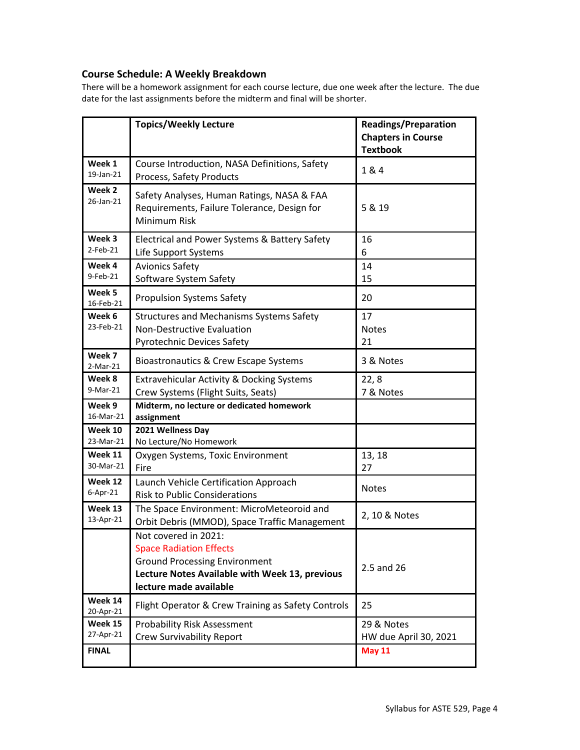### Course Schedule: A Weekly Breakdown

There will be a homework assignment for each course lecture, due one week after the lecture. The due date for the last assignments before the midterm and final will be shorter.

| | Topics/Weekly Lecture | Readings/Preparation Chapters in Course Textbook |
|---|---|---|
| **Week 1** 19-Jan-21 | Course Introduction, NASA Definitions, Safety Process, Safety Products | 1 & 4 |
| **Week 2** 26-Jan-21 | Safety Analyses, Human Ratings, NASA & FAA Requirements, Failure Tolerance, Design for Minimum Risk | 5 & 19 |
| **Week 3** 2-Feb-21 | Electrical and Power Systems & Battery Safety<br>Life Support Systems | 16<br>6 |
| **Week 4** 9-Feb-21 | Avionics Safety<br>Software System Safety | 14<br>15 |
| **Week 5** 16-Feb-21 | Propulsion Systems Safety | 20 |
| **Week 6** 23-Feb-21 | Structures and Mechanisms Systems Safety<br>Non-Destructive Evaluation<br>Pyrotechnic Devices Safety | 17<br>Notes<br>21 |
| **Week 7** 2-Mar-21 | Bioastronautics & Crew Escape Systems | 3 & Notes |
| **Week 8** 9-Mar-21 | Extravehicular Activity & Docking Systems<br>Crew Systems (Flight Suits, Seats) | 22, 8<br>7 & Notes |
| **Week 9** 16-Mar-21 | **Midterm, no lecture or dedicated homework assignment** | |
| **Week 10** 23-Mar-21 | **2021 Wellness Day**<br>No Lecture/No Homework | |
| **Week 11** 30-Mar-21 | Oxygen Systems, Toxic Environment<br>Fire | 13, 18<br>27 |
| **Week 12** 6-Apr-21 | Launch Vehicle Certification Approach<br>Risk to Public Considerations | Notes |
| **Week 13** 13-Apr-21 | The Space Environment: MicroMeteoroid and Orbit Debris (MMOD), Space Traffic Management | 2, 10 & Notes |
| | Not covered in 2021:<br>Space Radiation Effects<br>Ground Processing Environment<br>**Lecture Notes Available with Week 13, previous lecture made available** | 2.5 and 26 |
| **Week 14** 20-Apr-21 | Flight Operator & Crew Training as Safety Controls | 25 |
| **Week 15** 27-Apr-21 | Probability Risk Assessment<br>Crew Survivability Report | 29 & Notes<br>HW due April 30, 2021 |
| **FINAL** | | **May 11** |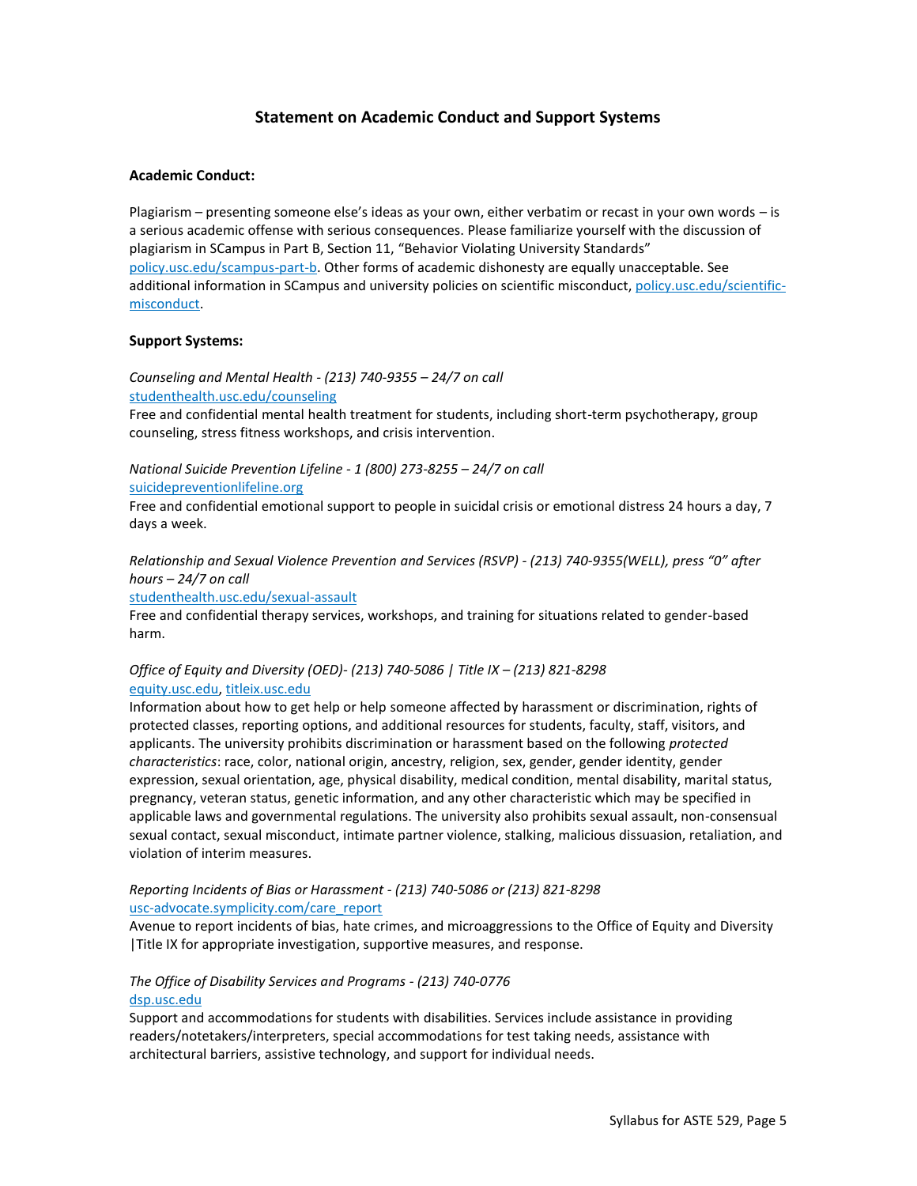## Statement on Academic Conduct and Support Systems

**Academic Conduct:**

Plagiarism – presenting someone else's ideas as your own, either verbatim or recast in your own words – is a serious academic offense with serious consequences. Please familiarize yourself with the discussion of plagiarism in SCampus in Part B, Section 11, "Behavior Violating University Standards" [policy.usc.edu/scampus-part-b](policy.usc.edu/scampus-part-b). Other forms of academic dishonesty are equally unacceptable. See additional information in SCampus and university policies on scientific misconduct, [policy.usc.edu/scientific-misconduct](policy.usc.edu/scientific-misconduct).

**Support Systems:**

*Counseling and Mental Health - (213) 740-9355 – 24/7 on call*
[studenthealth.usc.edu/counseling](studenthealth.usc.edu/counseling)
Free and confidential mental health treatment for students, including short-term psychotherapy, group counseling, stress fitness workshops, and crisis intervention.

*National Suicide Prevention Lifeline - 1 (800) 273-8255 – 24/7 on call*
[suicidepreventionlifeline.org](suicidepreventionlifeline.org)
Free and confidential emotional support to people in suicidal crisis or emotional distress 24 hours a day, 7 days a week.

*Relationship and Sexual Violence Prevention and Services (RSVP) - (213) 740-9355(WELL), press "0" after hours – 24/7 on call*
[studenthealth.usc.edu/sexual-assault](studenthealth.usc.edu/sexual-assault)
Free and confidential therapy services, workshops, and training for situations related to gender-based harm.

*Office of Equity and Diversity (OED)- (213) 740-5086 | Title IX – (213) 821-8298*
[equity.usc.edu](equity.usc.edu), [titleix.usc.edu](titleix.usc.edu)
Information about how to get help or help someone affected by harassment or discrimination, rights of protected classes, reporting options, and additional resources for students, faculty, staff, visitors, and applicants. The university prohibits discrimination or harassment based on the following *protected characteristics*: race, color, national origin, ancestry, religion, sex, gender, gender identity, gender expression, sexual orientation, age, physical disability, medical condition, mental disability, marital status, pregnancy, veteran status, genetic information, and any other characteristic which may be specified in applicable laws and governmental regulations. The university also prohibits sexual assault, non-consensual sexual contact, sexual misconduct, intimate partner violence, stalking, malicious dissuasion, retaliation, and violation of interim measures.

*Reporting Incidents of Bias or Harassment - (213) 740-5086 or (213) 821-8298*
[usc-advocate.symplicity.com/care_report](usc-advocate.symplicity.com/care_report)
Avenue to report incidents of bias, hate crimes, and microaggressions to the Office of Equity and Diversity |Title IX for appropriate investigation, supportive measures, and response.

*The Office of Disability Services and Programs - (213) 740-0776*
[dsp.usc.edu](dsp.usc.edu)
Support and accommodations for students with disabilities. Services include assistance in providing readers/notetakers/interpreters, special accommodations for test taking needs, assistance with architectural barriers, assistive technology, and support for individual needs.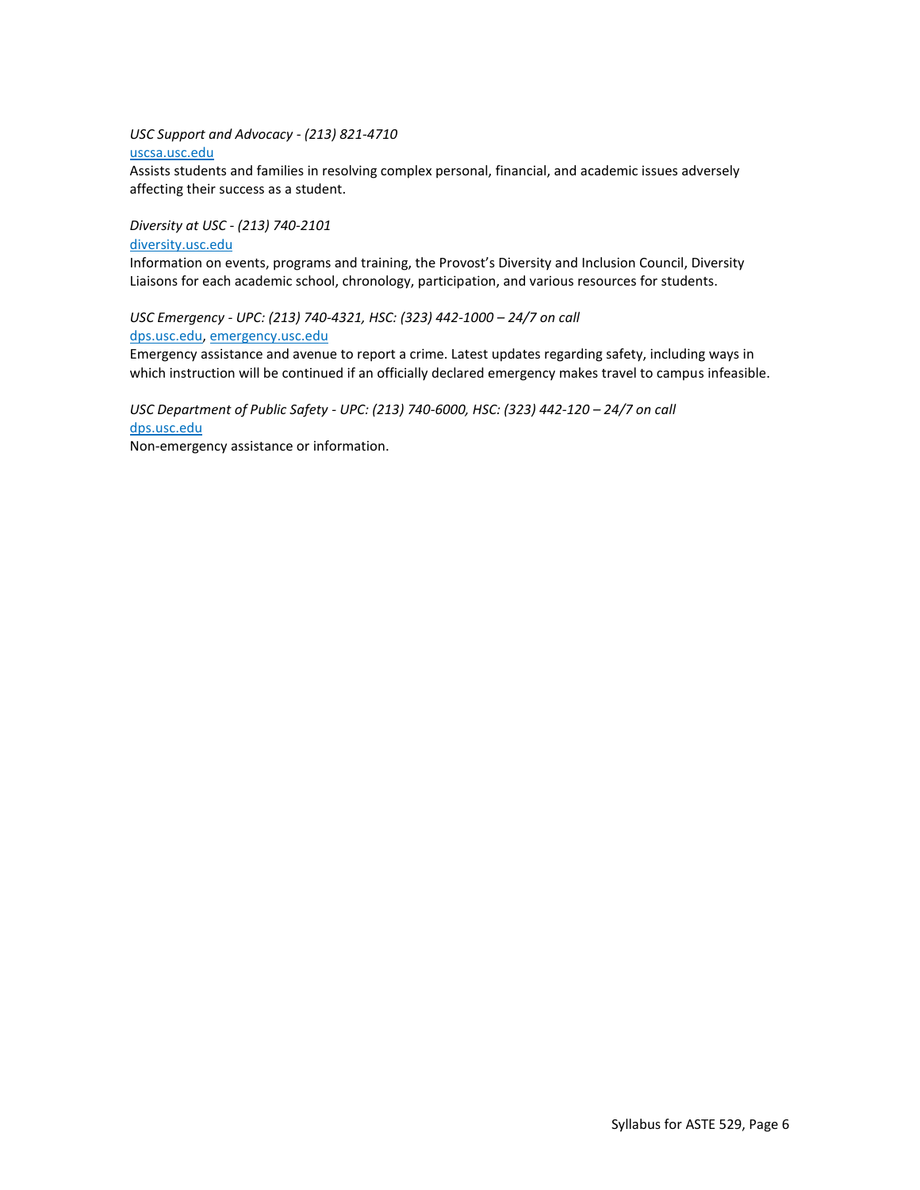*USC Support and Advocacy - (213) 821-4710*
[uscsa.usc.edu](uscsa.usc.edu)
Assists students and families in resolving complex personal, financial, and academic issues adversely affecting their success as a student.

*Diversity at USC - (213) 740-2101*
[diversity.usc.edu](diversity.usc.edu)
Information on events, programs and training, the Provost's Diversity and Inclusion Council, Diversity Liaisons for each academic school, chronology, participation, and various resources for students.

*USC Emergency - UPC: (213) 740-4321, HSC: (323) 442-1000 – 24/7 on call*
[dps.usc.edu](dps.usc.edu), [emergency.usc.edu](emergency.usc.edu)
Emergency assistance and avenue to report a crime. Latest updates regarding safety, including ways in which instruction will be continued if an officially declared emergency makes travel to campus infeasible.

*USC Department of Public Safety - UPC: (213) 740-6000, HSC: (323) 442-120 – 24/7 on call*
[dps.usc.edu](dps.usc.edu)
Non-emergency assistance or information.